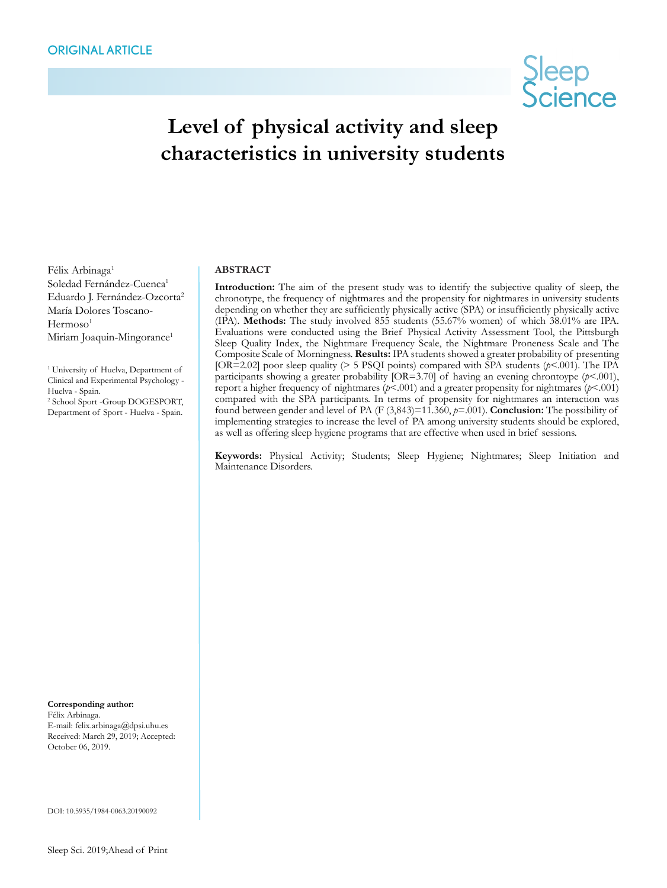ORIGINAL ARTICLE

# Level of physical activity and sleep characteristics in university students

Félix Arbinaga[1]
Soledad Fernández-Cuenca[1]
Eduardo J. Fernández-Ozcorta[2]
María Dolores Toscano-Hermoso[1]
Miriam Joaquin-Mingorance[1]

[1] University of Huelva, Department of Clinical and Experimental Psychology - Huelva - Spain.
[2] School Sport -Group DOGESPORT, Department of Sport - Huelva - Spain.

**Corresponding author:**
Félix Arbinaga.
E-mail: felix.arbinaga@dpsi.uhu.es
Received: March 29, 2019; Accepted: October 06, 2019.

DOI: 10.5935/1984-0063.20190092

## ABSTRACT

**Introduction:** The aim of the present study was to identify the subjective quality of sleep, the chronotype, the frequency of nightmares and the propensity for nightmares in university students depending on whether they are sufficiently physically active (SPA) or insufficiently physically active (IPA). **Methods:** The study involved 855 students (55.67% women) of which 38.01% are IPA. Evaluations were conducted using the Brief Physical Activity Assessment Tool, the Pittsburgh Sleep Quality Index, the Nightmare Frequency Scale, the Nightmare Proneness Scale and The Composite Scale of Morningness. **Results:** IPA students showed a greater probability of presenting [OR=2.02] poor sleep quality (> 5 PSQI points) compared with SPA students (*p*<.001). The IPA participants showing a greater probability [OR=3.70] of having an evening chrontoype (*p*<.001), report a higher frequency of nightmares (*p*<.001) and a greater propensity for nightmares (*p*<.001) compared with the SPA participants. In terms of propensity for nightmares an interaction was found between gender and level of PA (F (3,843)=11.360, *p*=.001). **Conclusion:** The possibility of implementing strategies to increase the level of PA among university students should be explored, as well as offering sleep hygiene programs that are effective when used in brief sessions.

**Keywords:** Physical Activity; Students; Sleep Hygiene; Nightmares; Sleep Initiation and Maintenance Disorders.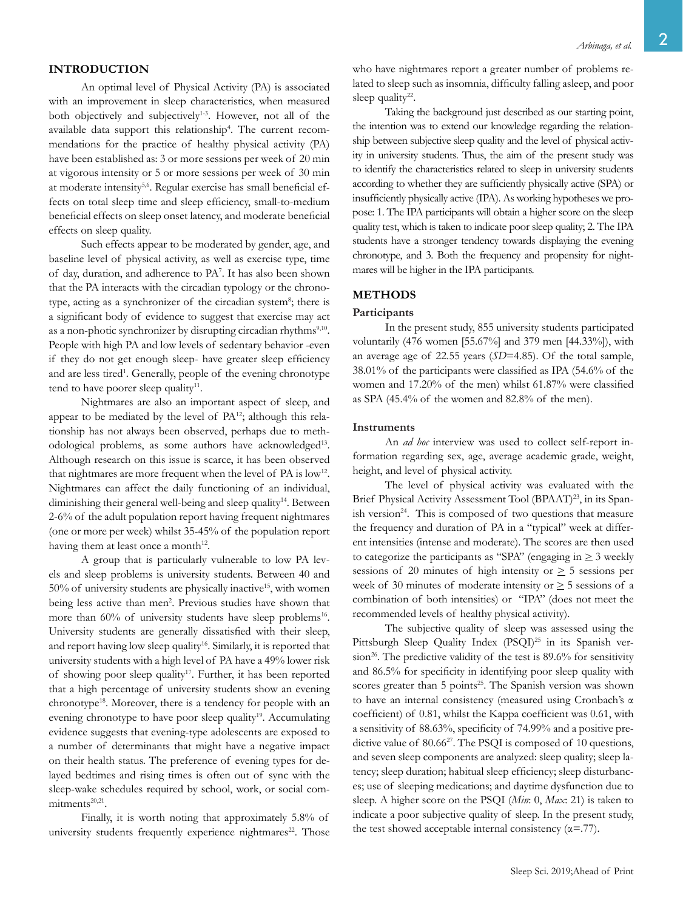## INTRODUCTION

An optimal level of Physical Activity (PA) is associated with an improvement in sleep characteristics, when measured both objectively and subjectively[1-3]. However, not all of the available data support this relationship[4]. The current recommendations for the practice of healthy physical activity (PA) have been established as: 3 or more sessions per week of 20 min at vigorous intensity or 5 or more sessions per week of 30 min at moderate intensity[5,6]. Regular exercise has small beneficial effects on total sleep time and sleep efficiency, small-to-medium beneficial effects on sleep onset latency, and moderate beneficial effects on sleep quality.

Such effects appear to be moderated by gender, age, and baseline level of physical activity, as well as exercise type, time of day, duration, and adherence to PA[7]. It has also been shown that the PA interacts with the circadian typology or the chronotype, acting as a synchronizer of the circadian system[8]; there is a significant body of evidence to suggest that exercise may act as a non-photic synchronizer by disrupting circadian rhythms[9,10]. People with high PA and low levels of sedentary behavior -even if they do not get enough sleep- have greater sleep efficiency and are less tired[1]. Generally, people of the evening chronotype tend to have poorer sleep quality[11].

Nightmares are also an important aspect of sleep, and appear to be mediated by the level of PA[12]; although this relationship has not always been observed, perhaps due to methodological problems, as some authors have acknowledged[13]. Although research on this issue is scarce, it has been observed that nightmares are more frequent when the level of PA is low[12]. Nightmares can affect the daily functioning of an individual, diminishing their general well-being and sleep quality[14]. Between 2-6% of the adult population report having frequent nightmares (one or more per week) whilst 35-45% of the population report having them at least once a month[12].

A group that is particularly vulnerable to low PA levels and sleep problems is university students. Between 40 and 50% of university students are physically inactive[15], with women being less active than men[2]. Previous studies have shown that more than 60% of university students have sleep problems[16]. University students are generally dissatisfied with their sleep, and report having low sleep quality[16]. Similarly, it is reported that university students with a high level of PA have a 49% lower risk of showing poor sleep quality[17]. Further, it has been reported that a high percentage of university students show an evening chronotype[18]. Moreover, there is a tendency for people with an evening chronotype to have poor sleep quality[19]. Accumulating evidence suggests that evening-type adolescents are exposed to a number of determinants that might have a negative impact on their health status. The preference of evening types for delayed bedtimes and rising times is often out of sync with the sleep-wake schedules required by school, work, or social commitments[20,21].

Finally, it is worth noting that approximately 5.8% of university students frequently experience nightmares[22]. Those who have nightmares report a greater number of problems related to sleep such as insomnia, difficulty falling asleep, and poor sleep quality[22].

Taking the background just described as our starting point, the intention was to extend our knowledge regarding the relationship between subjective sleep quality and the level of physical activity in university students. Thus, the aim of the present study was to identify the characteristics related to sleep in university students according to whether they are sufficiently physically active (SPA) or insufficiently physically active (IPA). As working hypotheses we propose: 1. The IPA participants will obtain a higher score on the sleep quality test, which is taken to indicate poor sleep quality; 2. The IPA students have a stronger tendency towards displaying the evening chronotype, and 3. Both the frequency and propensity for nightmares will be higher in the IPA participants.

## METHODS

### Participants

In the present study, 855 university students participated voluntarily (476 women [55.67%] and 379 men [44.33%]), with an average age of 22.55 years (*SD*=4.85). Of the total sample, 38.01% of the participants were classified as IPA (54.6% of the women and 17.20% of the men) whilst 61.87% were classified as SPA (45.4% of the women and 82.8% of the men).

### Instruments

An *ad hoc* interview was used to collect self-report information regarding sex, age, average academic grade, weight, height, and level of physical activity.

The level of physical activity was evaluated with the Brief Physical Activity Assessment Tool (BPAAT)[23], in its Spanish version[24]. This is composed of two questions that measure the frequency and duration of PA in a "typical" week at different intensities (intense and moderate). The scores are then used to categorize the participants as "SPA" (engaging in $\geq$ 3 weekly sessions of 20 minutes of high intensity or $\geq$ 5 sessions per week of 30 minutes of moderate intensity or $\geq$ 5 sessions of a combination of both intensities) or "IPA" (does not meet the recommended levels of healthy physical activity).

The subjective quality of sleep was assessed using the Pittsburgh Sleep Quality Index (PSQI)[25] in its Spanish version[26]. The predictive validity of the test is 89.6% for sensitivity and 86.5% for specificity in identifying poor sleep quality with scores greater than 5 points[25]. The Spanish version was shown to have an internal consistency (measured using Cronbach's $\alpha$ coefficient) of 0.81, whilst the Kappa coefficient was 0.61, with a sensitivity of 88.63%, specificity of 74.99% and a positive predictive value of 80.66[27]. The PSQI is composed of 10 questions, and seven sleep components are analyzed: sleep quality; sleep latency; sleep duration; habitual sleep efficiency; sleep disturbances; use of sleeping medications; and daytime dysfunction due to sleep. A higher score on the PSQI (*Min*: 0, *Max*: 21) is taken to indicate a poor subjective quality of sleep. In the present study, the test showed acceptable internal consistency ($\alpha$=.77).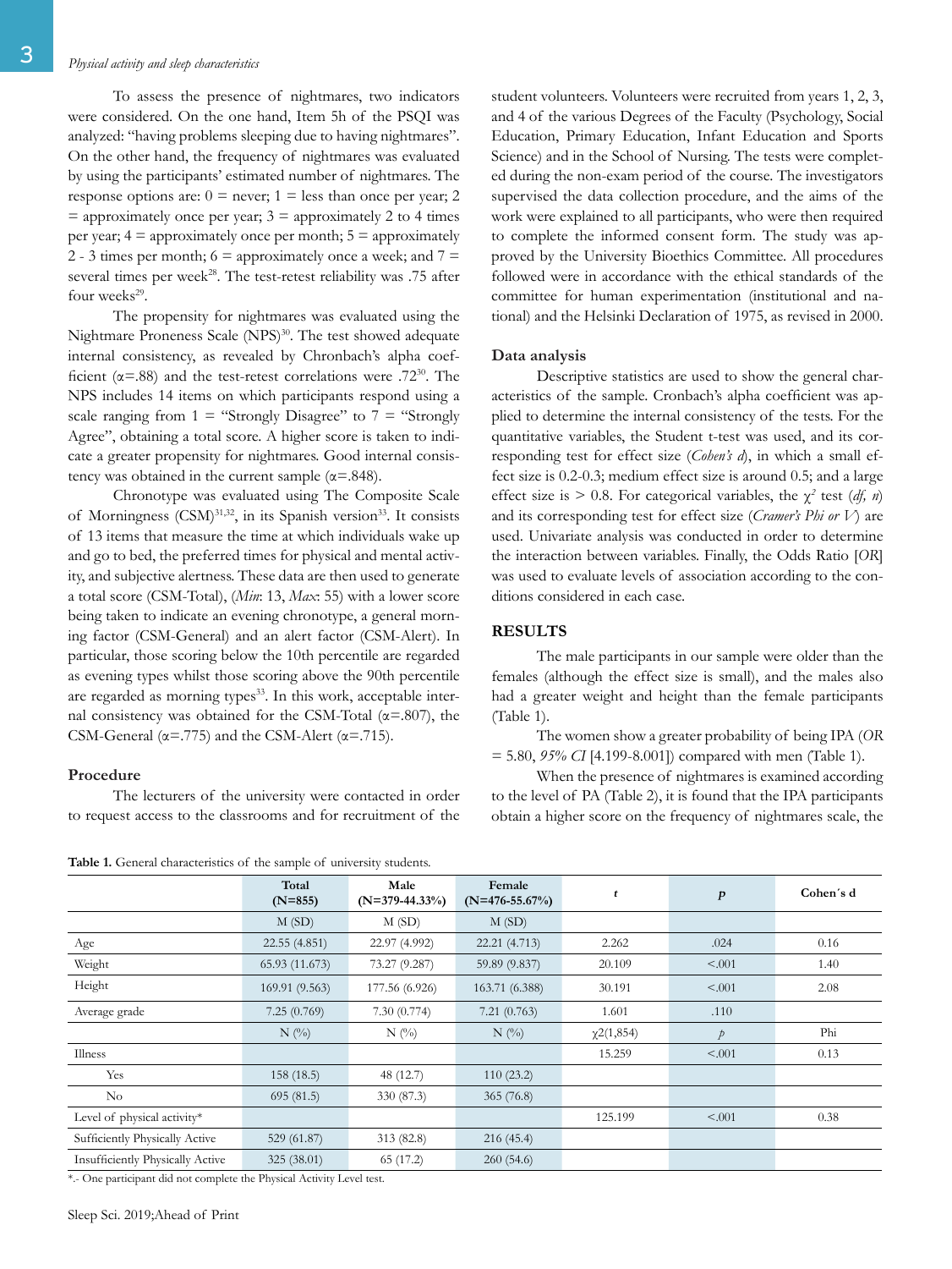To assess the presence of nightmares, two indicators were considered. On the one hand, Item 5h of the PSQI was analyzed: "having problems sleeping due to having nightmares". On the other hand, the frequency of nightmares was evaluated by using the participants' estimated number of nightmares. The response options are: 0 = never; 1 = less than once per year; 2 = approximately once per year; 3 = approximately 2 to 4 times per year; 4 = approximately once per month; 5 = approximately 2 - 3 times per month; 6 = approximately once a week; and 7 = several times per week[28]. The test-retest reliability was .75 after four weeks[29].

The propensity for nightmares was evaluated using the Nightmare Proneness Scale (NPS)[30]. The test showed adequate internal consistency, as revealed by Chronbach's alpha coefficient (α=.88) and the test-retest correlations were .72[30]. The NPS includes 14 items on which participants respond using a scale ranging from 1 = "Strongly Disagree" to 7 = "Strongly Agree", obtaining a total score. A higher score is taken to indicate a greater propensity for nightmares. Good internal consistency was obtained in the current sample (α=.848).

Chronotype was evaluated using The Composite Scale of Morningness (CSM)[31,32], in its Spanish version[33]. It consists of 13 items that measure the time at which individuals wake up and go to bed, the preferred times for physical and mental activity, and subjective alertness. These data are then used to generate a total score (CSM-Total), (*Min*: 13, *Max*: 55) with a lower score being taken to indicate an evening chronotype, a general morning factor (CSM-General) and an alert factor (CSM-Alert). In particular, those scoring below the 10th percentile are regarded as evening types whilst those scoring above the 90th percentile are regarded as morning types[33]. In this work, acceptable internal consistency was obtained for the CSM-Total (α=.807), the CSM-General (α=.775) and the CSM-Alert (α=.715).

### Procedure

The lecturers of the university were contacted in order to request access to the classrooms and for recruitment of the student volunteers. Volunteers were recruited from years 1, 2, 3, and 4 of the various Degrees of the Faculty (Psychology, Social Education, Primary Education, Infant Education and Sports Science) and in the School of Nursing. The tests were completed during the non-exam period of the course. The investigators supervised the data collection procedure, and the aims of the work were explained to all participants, who were then required to complete the informed consent form. The study was approved by the University Bioethics Committee. All procedures followed were in accordance with the ethical standards of the committee for human experimentation (institutional and national) and the Helsinki Declaration of 1975, as revised in 2000.

### Data analysis

Descriptive statistics are used to show the general characteristics of the sample. Cronbach's alpha coefficient was applied to determine the internal consistency of the tests. For the quantitative variables, the Student t-test was used, and its corresponding test for effect size (*Cohen's d*), in which a small effect size is 0.2-0.3; medium effect size is around 0.5; and a large effect size is > 0.8. For categorical variables, the $\chi^2$ test (*df, n*) and its corresponding test for effect size (*Cramer's Phi or V*) are used. Univariate analysis was conducted in order to determine the interaction between variables. Finally, the Odds Ratio [*OR*] was used to evaluate levels of association according to the conditions considered in each case.

## RESULTS

The male participants in our sample were older than the females (although the effect size is small), and the males also had a greater weight and height than the female participants (Table 1).

The women show a greater probability of being IPA (*OR* = 5.80, *95% CI* [4.199-8.001]) compared with men (Table 1).

When the presence of nightmares is examined according to the level of PA (Table 2), it is found that the IPA participants obtain a higher score on the frequency of nightmares scale, the

**Table 1.** General characteristics of the sample of university students.

| | Total (N=855) | Male (N=379-44.33%) | Female (N=476-55.67%) | *t* | *p* | Cohen´s d |
|---|---|---|---|---|---|---|
| | M (SD) | M (SD) | M (SD) | | | |
| Age | 22.55 (4.851) | 22.97 (4.992) | 22.21 (4.713) | 2.262 | .024 | 0.16 |
| Weight | 65.93 (11.673) | 73.27 (9.287) | 59.89 (9.837) | 20.109 | <.001 | 1.40 |
| Height | 169.91 (9.563) | 177.56 (6.926) | 163.71 (6.388) | 30.191 | <.001 | 2.08 |
| Average grade | 7.25 (0.769) | 7.30 (0.774) | 7.21 (0.763) | 1.601 | .110 | |
| | N (%) | N (%) | N (%) | $\chi^2(1,854)$ | *p* | Phi |
| Illness | | | | 15.259 | <.001 | 0.13 |
| Yes | 158 (18.5) | 48 (12.7) | 110 (23.2) | | | |
| No | 695 (81.5) | 330 (87.3) | 365 (76.8) | | | |
| Level of physical activity* | | | | 125.199 | <.001 | 0.38 |
| Sufficiently Physically Active | 529 (61.87) | 313 (82.8) | 216 (45.4) | | | |
| Insufficiently Physically Active | 325 (38.01) | 65 (17.2) | 260 (54.6) | | | |

*.- One participant did not complete the Physical Activity Level test.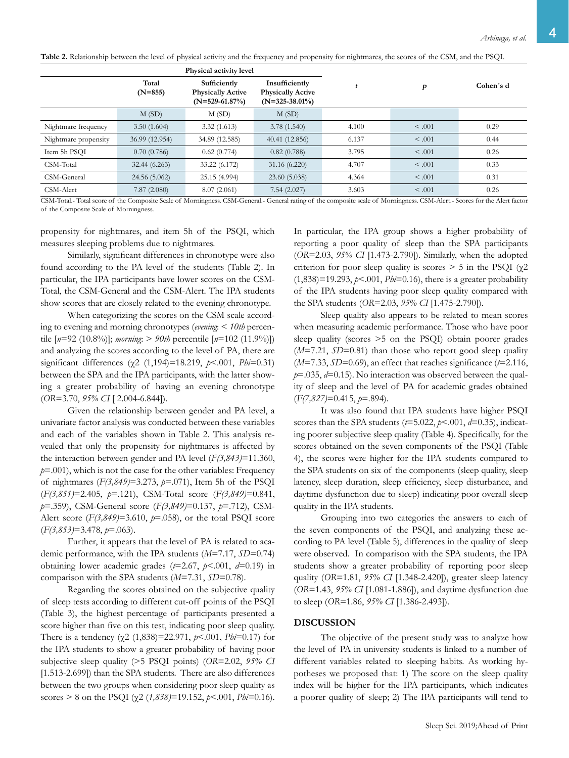**Table 2.** Relationship between the level of physical activity and the frequency and propensity for nightmares, the scores of the CSM, and the PSQI.

| | Physical activity level | | | | | |
|---|---|---|---|---|---|---|
| | Total (N=855) | Sufficiently Physically Active (N=529-61.87%) | Insufficiently Physically Active (N=325-38.01%) | *t* | *p* | Cohen´s d |
| | M (SD) | M (SD) | M (SD) | | | |
| Nightmare frequency | 3.50 (1.604) | 3.32 (1.613) | 3.78 (1.540) | 4.100 | < .001 | 0.29 |
| Nightmare propensity | 36.99 (12.954) | 34.89 (12.585) | 40.41 (12.856) | 6.137 | < .001 | 0.44 |
| Item 5h PSQI | 0.70 (0.786) | 0.62 (0.774) | 0.82 (0.788) | 3.795 | < .001 | 0.26 |
| CSM-Total | 32.44 (6.263) | 33.22 (6.172) | 31.16 (6.220) | 4.707 | < .001 | 0.33 |
| CSM-General | 24.56 (5.062) | 25.15 (4.994) | 23.60 (5.038) | 4.364 | < .001 | 0.31 |
| CSM-Alert | 7.87 (2.080) | 8.07 (2.061) | 7.54 (2.027) | 3.603 | < .001 | 0.26 |

CSM-Total.- Total score of the Composite Scale of Morningness. CSM-General.- General rating of the composite scale of Morningness. CSM-Alert.- Scores for the Alert factor of the Composite Scale of Morningness.

propensity for nightmares, and item 5h of the PSQI, which measures sleeping problems due to nightmares.

Similarly, significant differences in chronotype were also found according to the PA level of the students (Table 2). In particular, the IPA participants have lower scores on the CSM-Total, the CSM-General and the CSM-Alert. The IPA students show scores that are closely related to the evening chronotype.

When categorizing the scores on the CSM scale according to evening and morning chronotypes (*evening*: < *10th* percentile [*n*=92 (10.8%)]; *morning*: > *90th* percentile [*n*=102 (11.9%)]) and analyzing the scores according to the level of PA, there are significant differences ($\chi 2$ (1,194)=18.219, $p$<.001, *Phi*=0.31) between the SPA and the IPA participants, with the latter showing a greater probability of having an evening chronotype (*OR*=3.70, *95% CI* [ 2.004-6.844]).

Given the relationship between gender and PA level, a univariate factor analysis was conducted between these variables and each of the variables shown in Table 2. This analysis revealed that only the propensity for nightmares is affected by the interaction between gender and PA level ($F(3,843)$=11.360, $p$=.001), which is not the case for the other variables: Frequency of nightmares ($F(3,849)$=3.273, $p$=.071), Item 5h of the PSQI ($F(3,851)$=2.405, $p$=.121), CSM-Total score ($F(3,849)$=0.841, $p$=.359), CSM-General score ($F(3,849)$=0.137, $p$=.712), CSM-Alert score ($F(3,849)$=3.610, $p$=.058), or the total PSQI score ($F(3,853)$=3.478, $p$=.063).

Further, it appears that the level of PA is related to academic performance, with the IPA students (*M*=7.17, *SD*=0.74) obtaining lower academic grades ($t$=2.67, $p$<.001, $d$=0.19) in comparison with the SPA students (*M*=7.31, *SD*=0.78).

Regarding the scores obtained on the subjective quality of sleep tests according to different cut-off points of the PSQI (Table 3), the highest percentage of participants presented a score higher than five on this test, indicating poor sleep quality. There is a tendency ($\chi 2$ (1,838)=22.971, $p$<.001, *Phi*=0.17) for the IPA students to show a greater probability of having poor subjective sleep quality (>5 PSQI points) (*OR*=2.02, *95% CI* [1.513-2.699]) than the SPA students. There are also differences between the two groups when considering poor sleep quality as scores > 8 on the PSQI ($\chi 2$ (*1,838*)=19.152, $p$<.001, *Phi*=0.16). In particular, the IPA group shows a higher probability of reporting a poor quality of sleep than the SPA participants (*OR*=2.03, *95% CI* [1.473-2.790]). Similarly, when the adopted criterion for poor sleep quality is scores > 5 in the PSQI ($\chi 2$ (1,838)=19.293, $p$<.001, *Phi*=0.16), there is a greater probability of the IPA students having poor sleep quality compared with the SPA students (*OR*=2.03, *95% CI* [1.475-2.790]).

Sleep quality also appears to be related to mean scores when measuring academic performance. Those who have poor sleep quality (scores >5 on the PSQI) obtain poorer grades (*M*=7.21, *SD*=0.81) than those who report good sleep quality (*M*=7.33, *SD*=0.69), an effect that reaches significance ($t$=2.116, $p$=.035, $d$=0.15). No interaction was observed between the quality of sleep and the level of PA for academic grades obtained ($F(7,827)$=0.415, $p$=.894).

It was also found that IPA students have higher PSQI scores than the SPA students ($t$=5.022, $p$<.001, $d$=0.35), indicating poorer subjective sleep quality (Table 4). Specifically, for the scores obtained on the seven components of the PSQI (Table 4), the scores were higher for the IPA students compared to the SPA students on six of the components (sleep quality, sleep latency, sleep duration, sleep efficiency, sleep disturbance, and daytime dysfunction due to sleep) indicating poor overall sleep quality in the IPA students.

Grouping into two categories the answers to each of the seven components of the PSQI, and analyzing these according to PA level (Table 5), differences in the quality of sleep were observed. In comparison with the SPA students, the IPA students show a greater probability of reporting poor sleep quality (*OR*=1.81, *95% CI* [1.348-2.420]), greater sleep latency (*OR*=1.43, *95% CI* [1.081-1.886]), and daytime dysfunction due to sleep (*OR*=1.86, *95% CI* [1.386-2.493]).

## DISCUSSION

The objective of the present study was to analyze how the level of PA in university students is linked to a number of different variables related to sleeping habits. As working hypotheses we proposed that: 1) The score on the sleep quality index will be higher for the IPA participants, which indicates a poorer quality of sleep; 2) The IPA participants will tend to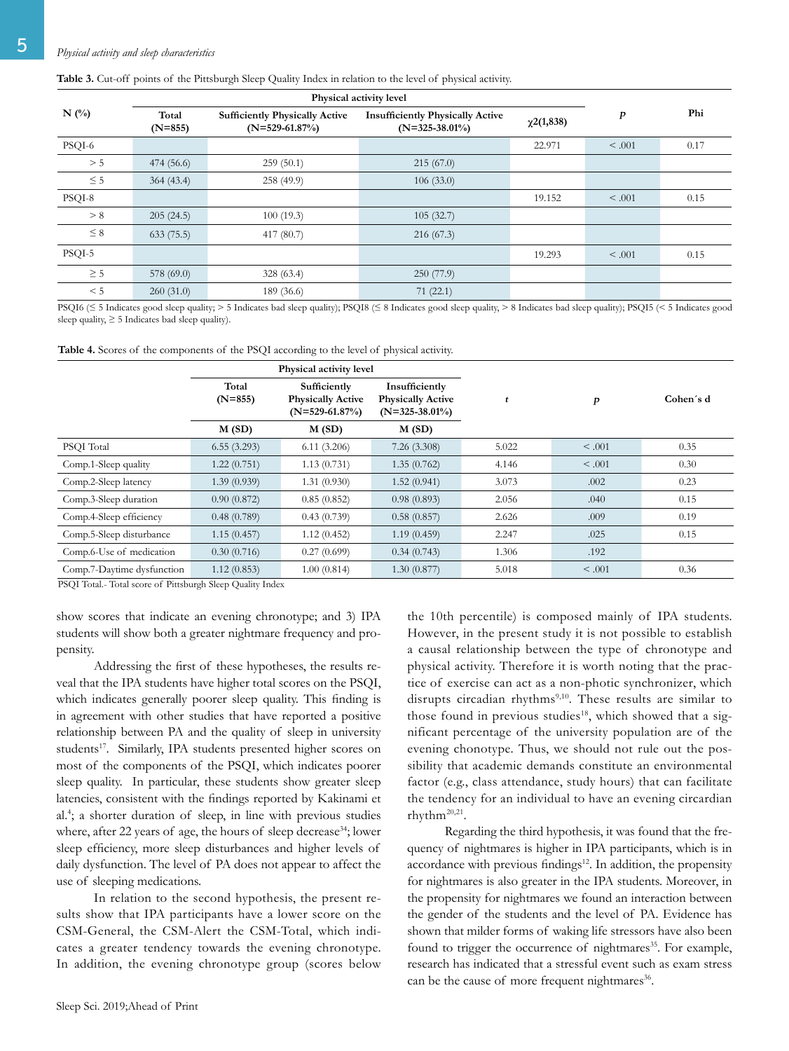**Table 3.** Cut-off points of the Pittsburgh Sleep Quality Index in relation to the level of physical activity.

| N (%) | Physical activity level | | | $\chi2(1,838)$ | *p* | Phi |
|---|---|---|---|---|---|---|
| | Total (N=855) | Sufficiently Physically Active (N=529-61.87%) | Insufficiently Physically Active (N=325-38.01%) | | | |
| PSQI-6 | | | | 22.971 | < .001 | 0.17 |
| > 5 | 474 (56.6) | 259 (50.1) | 215 (67.0) | | | |
| ≤ 5 | 364 (43.4) | 258 (49.9) | 106 (33.0) | | | |
| PSQI-8 | | | | 19.152 | < .001 | 0.15 |
| > 8 | 205 (24.5) | 100 (19.3) | 105 (32.7) | | | |
| ≤ 8 | 633 (75.5) | 417 (80.7) | 216 (67.3) | | | |
| PSQI-5 | | | | 19.293 | < .001 | 0.15 |
| ≥ 5 | 578 (69.0) | 328 (63.4) | 250 (77.9) | | | |
| < 5 | 260 (31.0) | 189 (36.6) | 71 (22.1) | | | |

PSQI6 (≤ 5 Indicates good sleep quality; > 5 Indicates bad sleep quality); PSQI8 (≤ 8 Indicates good sleep quality, > 8 Indicates bad sleep quality); PSQI5 (< 5 Indicates good sleep quality, ≥ 5 Indicates bad sleep quality).

**Table 4.** Scores of the components of the PSQI according to the level of physical activity.

| | Physical activity level | | | *t* | *p* | Cohen´s d |
|---|---|---|---|---|---|---|
| | Total (N=855) | Sufficiently Physically Active (N=529-61.87%) | Insufficiently Physically Active (N=325-38.01%) | | | |
| | M (SD) | M (SD) | M (SD) | | | |
| PSQI Total | 6.55 (3.293) | 6.11 (3.206) | 7.26 (3.308) | 5.022 | < .001 | 0.35 |
| Comp.1-Sleep quality | 1.22 (0.751) | 1.13 (0.731) | 1.35 (0.762) | 4.146 | < .001 | 0.30 |
| Comp.2-Sleep latency | 1.39 (0.939) | 1.31 (0.930) | 1.52 (0.941) | 3.073 | .002 | 0.23 |
| Comp.3-Sleep duration | 0.90 (0.872) | 0.85 (0.852) | 0.98 (0.893) | 2.056 | .040 | 0.15 |
| Comp.4-Sleep efficiency | 0.48 (0.789) | 0.43 (0.739) | 0.58 (0.857) | 2.626 | .009 | 0.19 |
| Comp.5-Sleep disturbance | 1.15 (0.457) | 1.12 (0.452) | 1.19 (0.459) | 2.247 | .025 | 0.15 |
| Comp.6-Use of medication | 0.30 (0.716) | 0.27 (0.699) | 0.34 (0.743) | 1.306 | .192 | |
| Comp.7-Daytime dysfunction | 1.12 (0.853) | 1.00 (0.814) | 1.30 (0.877) | 5.018 | < .001 | 0.36 |

PSQI Total.- Total score of Pittsburgh Sleep Quality Index

show scores that indicate an evening chronotype; and 3) IPA students will show both a greater nightmare frequency and propensity.

Addressing the first of these hypotheses, the results reveal that the IPA students have higher total scores on the PSQI, which indicates generally poorer sleep quality. This finding is in agreement with other studies that have reported a positive relationship between PA and the quality of sleep in university students[17]. Similarly, IPA students presented higher scores on most of the components of the PSQI, which indicates poorer sleep quality. In particular, these students show greater sleep latencies, consistent with the findings reported by Kakinami et al.[4]; a shorter duration of sleep, in line with previous studies where, after 22 years of age, the hours of sleep decrease[34]; lower sleep efficiency, more sleep disturbances and higher levels of daily dysfunction. The level of PA does not appear to affect the use of sleeping medications.

In relation to the second hypothesis, the present results show that IPA participants have a lower score on the CSM-General, the CSM-Alert the CSM-Total, which indicates a greater tendency towards the evening chronotype. In addition, the evening chronotype group (scores below the 10th percentile) is composed mainly of IPA students. However, in the present study it is not possible to establish a causal relationship between the type of chronotype and physical activity. Therefore it is worth noting that the practice of exercise can act as a non-photic synchronizer, which disrupts circadian rhythms[9,10]. These results are similar to those found in previous studies[18], which showed that a significant percentage of the university population are of the evening chonotype. Thus, we should not rule out the possibility that academic demands constitute an environmental factor (e.g., class attendance, study hours) that can facilitate the tendency for an individual to have an evening circadian rhythm[20,21].

Regarding the third hypothesis, it was found that the frequency of nightmares is higher in IPA participants, which is in accordance with previous findings[12]. In addition, the propensity for nightmares is also greater in the IPA students. Moreover, in the propensity for nightmares we found an interaction between the gender of the students and the level of PA. Evidence has shown that milder forms of waking life stressors have also been found to trigger the occurrence of nightmares[35]. For example, research has indicated that a stressful event such as exam stress can be the cause of more frequent nightmares[36].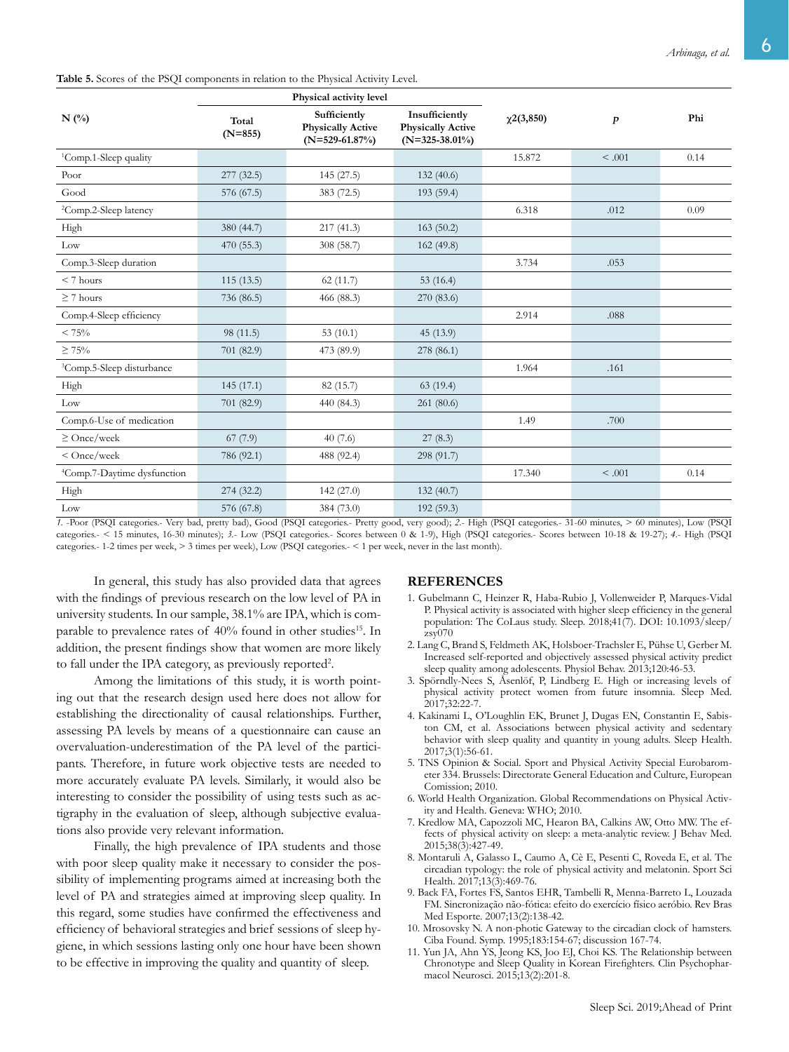**Table 5.** Scores of the PSQI components in relation to the Physical Activity Level.

| N (%) | Physical activity level | | | $\chi 2(3,850)$ | *p* | Phi |
|---|---|---|---|---|---|---|
| | Total (N=855) | Sufficiently Physically Active (N=529-61.87%) | Insufficiently Physically Active (N=325-38.01%) | | | |
| [1]Comp.1-Sleep quality | | | | 15.872 | < .001 | 0.14 |
| Poor | 277 (32.5) | 145 (27.5) | 132 (40.6) | | | |
| Good | 576 (67.5) | 383 (72.5) | 193 (59.4) | | | |
| [2]Comp.2-Sleep latency | | | | 6.318 | .012 | 0.09 |
| High | 380 (44.7) | 217 (41.3) | 163 (50.2) | | | |
| Low | 470 (55.3) | 308 (58.7) | 162 (49.8) | | | |
| Comp.3-Sleep duration | | | | 3.734 | .053 | |
| < 7 hours | 115 (13.5) | 62 (11.7) | 53 (16.4) | | | |
| ≥ 7 hours | 736 (86.5) | 466 (88.3) | 270 (83.6) | | | |
| Comp.4-Sleep efficiency | | | | 2.914 | .088 | |
| < 75% | 98 (11.5) | 53 (10.1) | 45 (13.9) | | | |
| ≥ 75% | 701 (82.9) | 473 (89.9) | 278 (86.1) | | | |
| [3]Comp.5-Sleep disturbance | | | | 1.964 | .161 | |
| High | 145 (17.1) | 82 (15.7) | 63 (19.4) | | | |
| Low | 701 (82.9) | 440 (84.3) | 261 (80.6) | | | |
| Comp.6-Use of medication | | | | 1.49 | .700 | |
| ≥ Once/week | 67 (7.9) | 40 (7.6) | 27 (8.3) | | | |
| < Once/week | 786 (92.1) | 488 (92.4) | 298 (91.7) | | | |
| [4]Comp.7-Daytime dysfunction | | | | 17.340 | < .001 | 0.14 |
| High | 274 (32.2) | 142 (27.0) | 132 (40.7) | | | |
| Low | 576 (67.8) | 384 (73.0) | 192 (59.3) | | | |

*1.* -Poor (PSQI categories.- Very bad, pretty bad), Good (PSQI categories.- Pretty good, very good); *2.*- High (PSQI categories.- 31-60 minutes, > 60 minutes), Low (PSQI categories.- < 15 minutes, 16-30 minutes); *3.*- Low (PSQI categories.- Scores between 0 & 1-9), High (PSQI categories.- Scores between 10-18 & 19-27); *4.*- High (PSQI categories.- 1-2 times per week, > 3 times per week), Low (PSQI categories.- < 1 per week, never in the last month).

In general, this study has also provided data that agrees with the findings of previous research on the low level of PA in university students. In our sample, 38.1% are IPA, which is comparable to prevalence rates of 40% found in other studies[15]. In addition, the present findings show that women are more likely to fall under the IPA category, as previously reported[2].

Among the limitations of this study, it is worth pointing out that the research design used here does not allow for establishing the directionality of causal relationships. Further, assessing PA levels by means of a questionnaire can cause an overvaluation-underestimation of the PA level of the participants. Therefore, in future work objective tests are needed to more accurately evaluate PA levels. Similarly, it would also be interesting to consider the possibility of using tests such as actigraphy in the evaluation of sleep, although subjective evaluations also provide very relevant information.

Finally, the high prevalence of IPA students and those with poor sleep quality make it necessary to consider the possibility of implementing programs aimed at increasing both the level of PA and strategies aimed at improving sleep quality. In this regard, some studies have confirmed the effectiveness and efficiency of behavioral strategies and brief sessions of sleep hygiene, in which sessions lasting only one hour have been shown to be effective in improving the quality and quantity of sleep.

## REFERENCES

1. Gubelmann C, Heinzer R, Haba-Rubio J, Vollenweider P, Marques-Vidal P. Physical activity is associated with higher sleep efficiency in the general population: The CoLaus study. Sleep. 2018;41(7). DOI: 10.1093/sleep/zsy070
2. Lang C, Brand S, Feldmeth AK, Holsboer-Trachsler E, Pühse U, Gerber M. Increased self-reported and objectively assessed physical activity predict sleep quality among adolescents. Physiol Behav. 2013;120:46-53.
3. Spörndly-Nees S, Åsenlöf, P, Lindberg E. High or increasing levels of physical activity protect women from future insomnia. Sleep Med. 2017;32:22-7.
4. Kakinami L, O'Loughlin EK, Brunet J, Dugas EN, Constantin E, Sabiston CM, et al. Associations between physical activity and sedentary behavior with sleep quality and quantity in young adults. Sleep Health. 2017;3(1):56-61.
5. TNS Opinion & Social. Sport and Physical Activity Special Eurobarometer 334. Brussels: Directorate General Education and Culture, European Comission; 2010.
6. World Health Organization. Global Recommendations on Physical Activity and Health. Geneva: WHO; 2010.
7. Kredlow MA, Capozzoli MC, Hearon BA, Calkins AW, Otto MW. The effects of physical activity on sleep: a meta-analytic review. J Behav Med. 2015;38(3):427-49.
8. Montaruli A, Galasso L, Caumo A, Cè E, Pesenti C, Roveda E, et al. The circadian typology: the role of physical activity and melatonin. Sport Sci Health. 2017;13(3):469-76.
9. Back FA, Fortes FS, Santos EHR, Tambelli R, Menna-Barreto L, Louzada FM. Sincronização não-fótica: efeito do exercício físico aeróbio. Rev Bras Med Esporte. 2007;13(2):138-42.
10. Mrosovsky N. A non-photic Gateway to the circadian clock of hamsters. Ciba Found. Symp. 1995;183:154-67; discussion 167-74.
11. Yun JA, Ahn YS, Jeong KS, Joo EJ, Choi KS. The Relationship between Chronotype and Sleep Quality in Korean Firefighters. Clin Psychopharmacol Neurosci. 2015;13(2):201-8.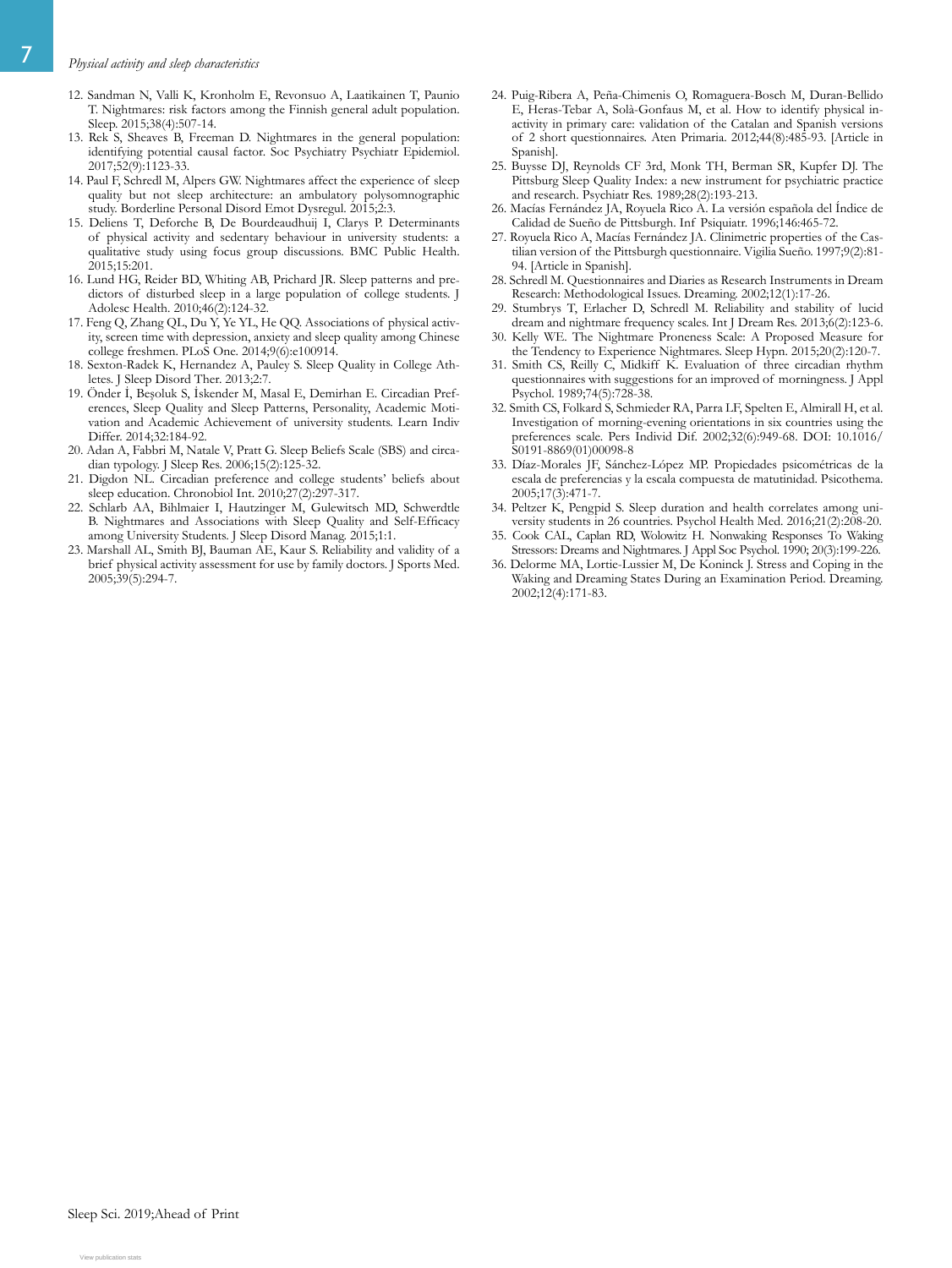12. Sandman N, Valli K, Kronholm E, Revonsuo A, Laatikainen T, Paunio T. Nightmares: risk factors among the Finnish general adult population. Sleep. 2015;38(4):507-14.
13. Rek S, Sheaves B, Freeman D. Nightmares in the general population: identifying potential causal factor. Soc Psychiatry Psychiatr Epidemiol. 2017;52(9):1123-33.
14. Paul F, Schredl M, Alpers GW. Nightmares affect the experience of sleep quality but not sleep architecture: an ambulatory polysomnographic study. Borderline Personal Disord Emot Dysregul. 2015;2:3.
15. Deliens T, Deforche B, De Bourdeaudhuij I, Clarys P. Determinants of physical activity and sedentary behaviour in university students: a qualitative study using focus group discussions. BMC Public Health. 2015;15:201.
16. Lund HG, Reider BD, Whiting AB, Prichard JR. Sleep patterns and predictors of disturbed sleep in a large population of college students. J Adolesc Health. 2010;46(2):124-32.
17. Feng Q, Zhang QL, Du Y, Ye YL, He QQ. Associations of physical activity, screen time with depression, anxiety and sleep quality among Chinese college freshmen. PLoS One. 2014;9(6):e100914.
18. Sexton-Radek K, Hernandez A, Pauley S. Sleep Quality in College Athletes. J Sleep Disord Ther. 2013;2:7.
19. Önder İ, Beşoluk S, İskender M, Masal E, Demirhan E. Circadian Preferences, Sleep Quality and Sleep Patterns, Personality, Academic Motivation and Academic Achievement of university students. Learn Indiv Differ. 2014;32:184-92.
20. Adan A, Fabbri M, Natale V, Pratt G. Sleep Beliefs Scale (SBS) and circadian typology. J Sleep Res. 2006;15(2):125-32.
21. Digdon NL. Circadian preference and college students' beliefs about sleep education. Chronobiol Int. 2010;27(2):297-317.
22. Schlarb AA, Bihlmaier I, Hautzinger M, Gulewitsch MD, Schwerdtle B. Nightmares and Associations with Sleep Quality and Self-Efficacy among University Students. J Sleep Disord Manag. 2015;1:1.
23. Marshall AL, Smith BJ, Bauman AE, Kaur S. Reliability and validity of a brief physical activity assessment for use by family doctors. J Sports Med. 2005;39(5):294-7.
24. Puig-Ribera A, Peña-Chimenis O, Romaguera-Bosch M, Duran-Bellido E, Heras-Tebar A, Solà-Gonfaus M, et al. How to identify physical inactivity in primary care: validation of the Catalan and Spanish versions of 2 short questionnaires. Aten Primaria. 2012;44(8):485-93. [Article in Spanish].
25. Buysse DJ, Reynolds CF 3rd, Monk TH, Berman SR, Kupfer DJ. The Pittsburg Sleep Quality Index: a new instrument for psychiatric practice and research. Psychiatr Res. 1989;28(2):193-213.
26. Macías Fernández JA, Royuela Rico A. La versión española del Índice de Calidad de Sueño de Pittsburgh. Inf Psiquiatr. 1996;146:465-72.
27. Royuela Rico A, Macías Fernández JA. Clinimetric properties of the Castilian version of the Pittsburgh questionnaire. Vigilia Sueño. 1997;9(2):81-94. [Article in Spanish].
28. Schredl M. Questionnaires and Diaries as Research Instruments in Dream Research: Methodological Issues. Dreaming. 2002;12(1):17-26.
29. Stumbrys T, Erlacher D, Schredl M. Reliability and stability of lucid dream and nightmare frequency scales. Int J Dream Res. 2013;6(2):123-6.
30. Kelly WE. The Nightmare Proneness Scale: A Proposed Measure for the Tendency to Experience Nightmares. Sleep Hypn. 2015;20(2):120-7.
31. Smith CS, Reilly C, Midkiff K. Evaluation of three circadian rhythm questionnaires with suggestions for an improved of morningness. J Appl Psychol. 1989;74(5):728-38.
32. Smith CS, Folkard S, Schmieder RA, Parra LF, Spelten E, Almirall H, et al. Investigation of morning-evening orientations in six countries using the preferences scale. Pers Individ Dif. 2002;32(6):949-68. DOI: 10.1016/S0191-8869(01)00098-8
33. Díaz-Morales JF, Sánchez-López MP. Propiedades psicométricas de la escala de preferencias y la escala compuesta de matutinidad. Psicothema. 2005;17(3):471-7.
34. Peltzer K, Pengpid S. Sleep duration and health correlates among university students in 26 countries. Psychol Health Med. 2016;21(2):208-20.
35. Cook CAL, Caplan RD, Wolowitz H. Nonwaking Responses To Waking Stressors: Dreams and Nightmares. J Appl Soc Psychol. 1990; 20(3):199-226.
36. Delorme MA, Lortie-Lussier M, De Koninck J. Stress and Coping in the Waking and Dreaming States During an Examination Period. Dreaming. 2002;12(4):171-83.